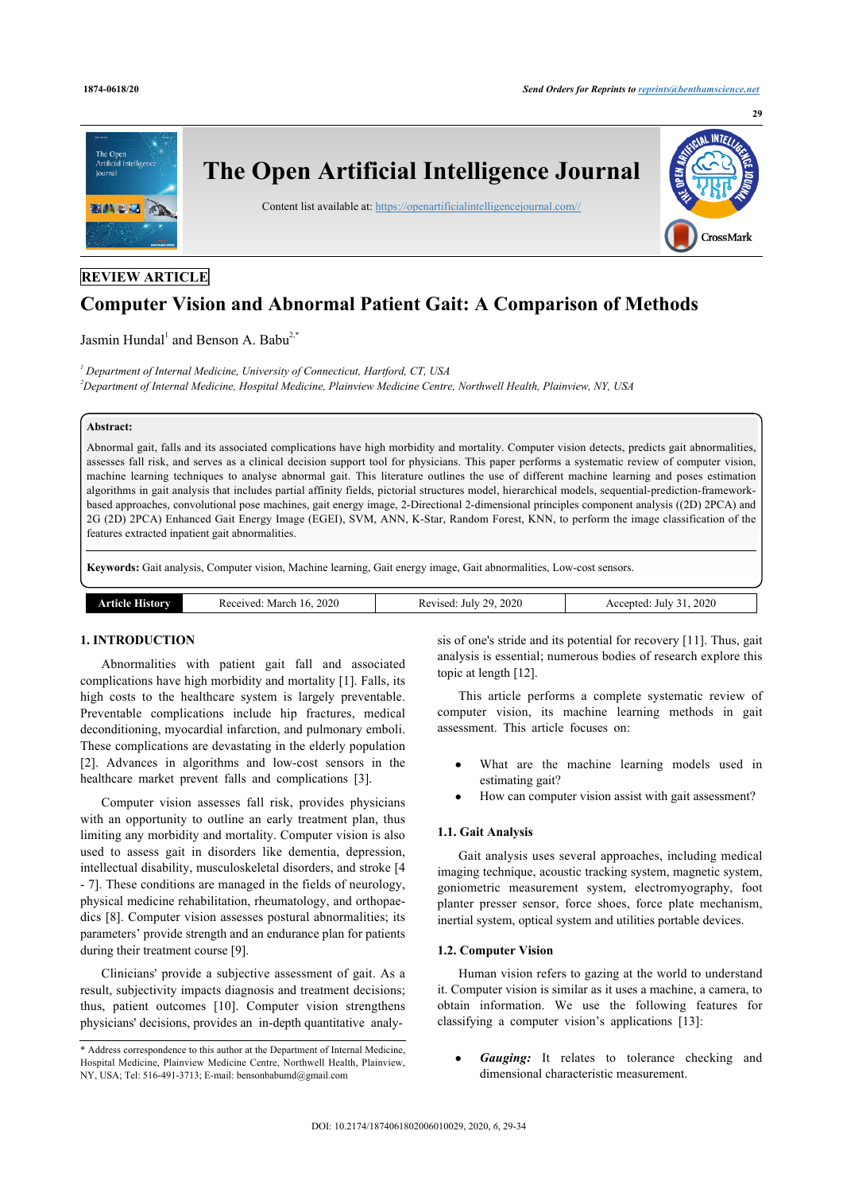REVIEW ARTICLE

# Computer Vision and Abnormal Patient Gait: A Comparison of Methods

Jasmin Hundal[1] and Benson A. Babu[2,*]

[1] Department of Internal Medicine, University of Connecticut, Hartford, CT, USA
[2] Department of Internal Medicine, Hospital Medicine, Plainview Medicine Centre, Northwell Health, Plainview, NY, USA

**Abstract:**

Abnormal gait, falls and its associated complications have high morbidity and mortality. Computer vision detects, predicts gait abnormalities, assesses fall risk, and serves as a clinical decision support tool for physicians. This paper performs a systematic review of computer vision, machine learning techniques to analyse abnormal gait. This literature outlines the use of different machine learning and poses estimation algorithms in gait analysis that includes partial affinity fields, pictorial structures model, hierarchical models, sequential-prediction-framework-based approaches, convolutional pose machines, gait energy image, 2-Directional 2-dimensional principles component analysis ((2D) 2PCA) and 2G (2D) 2PCA) Enhanced Gait Energy Image (EGEI), SVM, ANN, K-Star, Random Forest, KNN, to perform the image classification of the features extracted inpatient gait abnormalities.

**Keywords:** Gait analysis, Computer vision, Machine learning, Gait energy image, Gait abnormalities, Low-cost sensors.

| Article History | Received: March 16, 2020 | Revised: July 29, 2020 | Accepted: July 31, 2020 |
|---|---|---|---|

## 1. INTRODUCTION

Abnormalities with patient gait fall and associated complications have high morbidity and mortality [1]. Falls, its high costs to the healthcare system is largely preventable. Preventable complications include hip fractures, medical deconditioning, myocardial infarction, and pulmonary emboli. These complications are devastating in the elderly population [2]. Advances in algorithms and low-cost sensors in the healthcare market prevent falls and complications [3].

Computer vision assesses fall risk, provides physicians with an opportunity to outline an early treatment plan, thus limiting any morbidity and mortality. Computer vision is also used to assess gait in disorders like dementia, depression, intellectual disability, musculoskeletal disorders, and stroke [4 - 7]. These conditions are managed in the fields of neurology, physical medicine rehabilitation, rheumatology, and orthopaedics [8]. Computer vision assesses postural abnormalities; its parameters' provide strength and an endurance plan for patients during their treatment course [9].

Clinicians' provide a subjective assessment of gait. As a result, subjectivity impacts diagnosis and treatment decisions; thus, patient outcomes [10]. Computer vision strengthens physicians' decisions, provides an in-depth quantitative analysis of one's stride and its potential for recovery [11]. Thus, gait analysis is essential; numerous bodies of research explore this topic at length [12].

This article performs a complete systematic review of computer vision, its machine learning methods in gait assessment. This article focuses on:

- What are the machine learning models used in estimating gait?
- How can computer vision assist with gait assessment?

### 1.1. Gait Analysis

Gait analysis uses several approaches, including medical imaging technique, acoustic tracking system, magnetic system, goniometric measurement system, electromyography, foot planter presser sensor, force shoes, force plate mechanism, inertial system, optical system and utilities portable devices.

### 1.2. Computer Vision

Human vision refers to gazing at the world to understand it. Computer vision is similar as it uses a machine, a camera, to obtain information. We use the following features for classifying a computer vision's applications [13]:

- ***Gauging:*** It relates to tolerance checking and dimensional characteristic measurement.

* Address correspondence to this author at the Department of Internal Medicine, Hospital Medicine, Plainview Medicine Centre, Northwell Health, Plainview, NY, USA; Tel: 516-491-3713; E-mail: bensonbabumd@gmail.com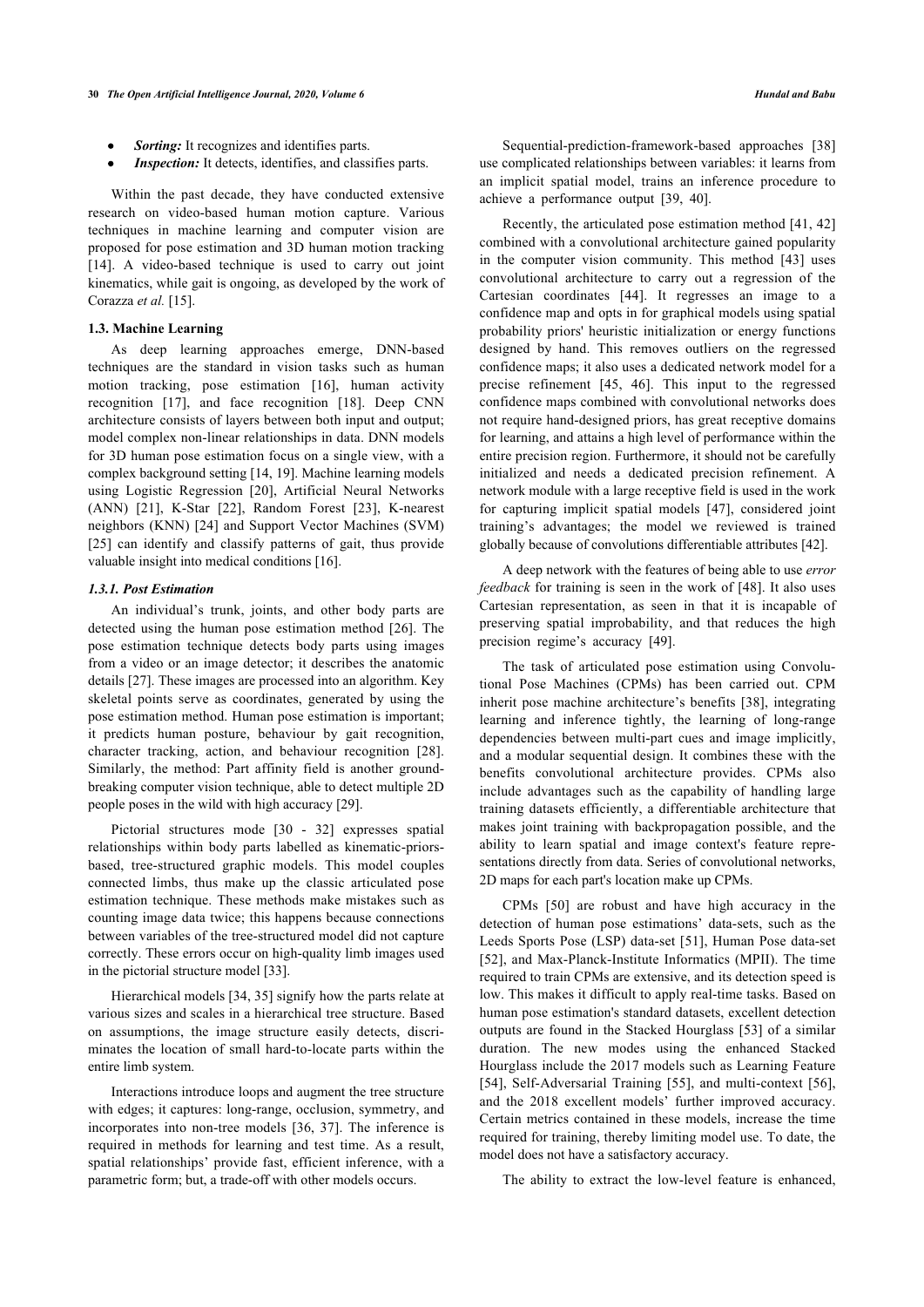- ***Sorting:*** It recognizes and identifies parts.
- ***Inspection:*** It detects, identifies, and classifies parts.

Within the past decade, they have conducted extensive research on video-based human motion capture. Various techniques in machine learning and computer vision are proposed for pose estimation and 3D human motion tracking [14]. A video-based technique is used to carry out joint kinematics, while gait is ongoing, as developed by the work of Corazza *et al.* [15].

### 1.3. Machine Learning

As deep learning approaches emerge, DNN-based techniques are the standard in vision tasks such as human motion tracking, pose estimation [16], human activity recognition [17], and face recognition [18]. Deep CNN architecture consists of layers between both input and output; model complex non-linear relationships in data. DNN models for 3D human pose estimation focus on a single view, with a complex background setting [14, 19]. Machine learning models using Logistic Regression [20], Artificial Neural Networks (ANN) [21], K-Star [22], Random Forest [23], K-nearest neighbors (KNN) [24] and Support Vector Machines (SVM) [25] can identify and classify patterns of gait, thus provide valuable insight into medical conditions [16].

#### *1.3.1. Post Estimation*

An individual's trunk, joints, and other body parts are detected using the human pose estimation method [26]. The pose estimation technique detects body parts using images from a video or an image detector; it describes the anatomic details [27]. These images are processed into an algorithm. Key skeletal points serve as coordinates, generated by using the pose estimation method. Human pose estimation is important; it predicts human posture, behaviour by gait recognition, character tracking, action, and behaviour recognition [28]. Similarly, the method: Part affinity field is another ground-breaking computer vision technique, able to detect multiple 2D people poses in the wild with high accuracy [29].

Pictorial structures mode [30 - 32] expresses spatial relationships within body parts labelled as kinematic-priors-based, tree-structured graphic models. This model couples connected limbs, thus make up the classic articulated pose estimation technique. These methods make mistakes such as counting image data twice; this happens because connections between variables of the tree-structured model did not capture correctly. These errors occur on high-quality limb images used in the pictorial structure model [33].

Hierarchical models [34, 35] signify how the parts relate at various sizes and scales in a hierarchical tree structure. Based on assumptions, the image structure easily detects, discriminates the location of small hard-to-locate parts within the entire limb system.

Interactions introduce loops and augment the tree structure with edges; it captures: long-range, occlusion, symmetry, and incorporates into non-tree models [36, 37]. The inference is required in methods for learning and test time. As a result, spatial relationships' provide fast, efficient inference, with a parametric form; but, a trade-off with other models occurs.

Sequential-prediction-framework-based approaches [38] use complicated relationships between variables: it learns from an implicit spatial model, trains an inference procedure to achieve a performance output [39, 40].

Recently, the articulated pose estimation method [41, 42] combined with a convolutional architecture gained popularity in the computer vision community. This method [43] uses convolutional architecture to carry out a regression of the Cartesian coordinates [44]. It regresses an image to a confidence map and opts in for graphical models using spatial probability priors' heuristic initialization or energy functions designed by hand. This removes outliers on the regressed confidence maps; it also uses a dedicated network model for a precise refinement [45, 46]. This input to the regressed confidence maps combined with convolutional networks does not require hand-designed priors, has great receptive domains for learning, and attains a high level of performance within the entire precision region. Furthermore, it should not be carefully initialized and needs a dedicated precision refinement. A network module with a large receptive field is used in the work for capturing implicit spatial models [47], considered joint training's advantages; the model we reviewed is trained globally because of convolutions differentiable attributes [42].

A deep network with the features of being able to use *error feedback* for training is seen in the work of [48]. It also uses Cartesian representation, as seen in that it is incapable of preserving spatial improbability, and that reduces the high precision regime's accuracy [49].

The task of articulated pose estimation using Convolutional Pose Machines (CPMs) has been carried out. CPM inherit pose machine architecture's benefits [38], integrating learning and inference tightly, the learning of long-range dependencies between multi-part cues and image implicitly, and a modular sequential design. It combines these with the benefits convolutional architecture provides. CPMs also include advantages such as the capability of handling large training datasets efficiently, a differentiable architecture that makes joint training with backpropagation possible, and the ability to learn spatial and image context's feature representations directly from data. Series of convolutional networks, 2D maps for each part's location make up CPMs.

CPMs [50] are robust and have high accuracy in the detection of human pose estimations' data-sets, such as the Leeds Sports Pose (LSP) data-set [51], Human Pose data-set [52], and Max-Planck-Institute Informatics (MPII). The time required to train CPMs are extensive, and its detection speed is low. This makes it difficult to apply real-time tasks. Based on human pose estimation's standard datasets, excellent detection outputs are found in the Stacked Hourglass [53] of a similar duration. The new modes using the enhanced Stacked Hourglass include the 2017 models such as Learning Feature [54], Self-Adversarial Training [55], and multi-context [56], and the 2018 excellent models' further improved accuracy. Certain metrics contained in these models, increase the time required for training, thereby limiting model use. To date, the model does not have a satisfactory accuracy.

The ability to extract the low-level feature is enhanced,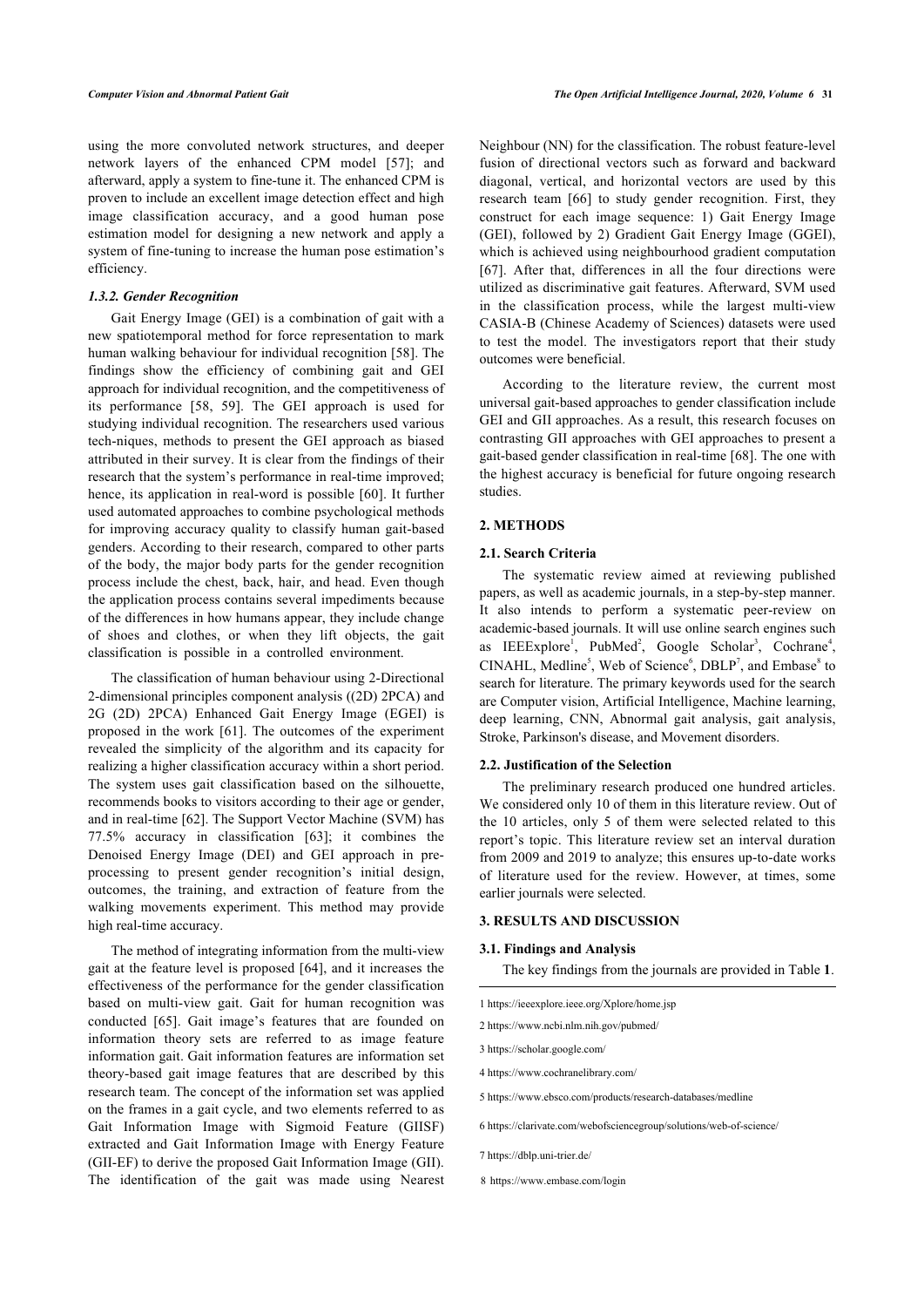using the more convoluted network structures, and deeper network layers of the enhanced CPM model [57]; and afterward, apply a system to fine-tune it. The enhanced CPM is proven to include an excellent image detection effect and high image classification accuracy, and a good human pose estimation model for designing a new network and apply a system of fine-tuning to increase the human pose estimation's efficiency.

#### *1.3.2. Gender Recognition*

Gait Energy Image (GEI) is a combination of gait with a new spatiotemporal method for force representation to mark human walking behaviour for individual recognition [58]. The findings show the efficiency of combining gait and GEI approach for individual recognition, and the competitiveness of its performance [58, 59]. The GEI approach is used for studying individual recognition. The researchers used various tech-niques, methods to present the GEI approach as biased attributed in their survey. It is clear from the findings of their research that the system's performance in real-time improved; hence, its application in real-word is possible [60]. It further used automated approaches to combine psychological methods for improving accuracy quality to classify human gait-based genders. According to their research, compared to other parts of the body, the major body parts for the gender recognition process include the chest, back, hair, and head. Even though the application process contains several impediments because of the differences in how humans appear, they include change of shoes and clothes, or when they lift objects, the gait classification is possible in a controlled environment.

The classification of human behaviour using 2-Directional 2-dimensional principles component analysis ((2D) 2PCA) and 2G (2D) 2PCA) Enhanced Gait Energy Image (EGEI) is proposed in the work [61]. The outcomes of the experiment revealed the simplicity of the algorithm and its capacity for realizing a higher classification accuracy within a short period. The system uses gait classification based on the silhouette, recommends books to visitors according to their age or gender, and in real-time [62]. The Support Vector Machine (SVM) has 77.5% accuracy in classification [63]; it combines the Denoised Energy Image (DEI) and GEI approach in pre-processing to present gender recognition's initial design, outcomes, the training, and extraction of feature from the walking movements experiment. This method may provide high real-time accuracy.

The method of integrating information from the multi-view gait at the feature level is proposed [64], and it increases the effectiveness of the performance for the gender classification based on multi-view gait. Gait for human recognition was conducted [65]. Gait image's features that are founded on information theory sets are referred to as image feature information gait. Gait information features are information set theory-based gait image features that are described by this research team. The concept of the information set was applied on the frames in a gait cycle, and two elements referred to as Gait Information Image with Sigmoid Feature (GIISF) extracted and Gait Information Image with Energy Feature (GII-EF) to derive the proposed Gait Information Image (GII). The identification of the gait was made using Nearest Neighbour (NN) for the classification. The robust feature-level fusion of directional vectors such as forward and backward diagonal, vertical, and horizontal vectors are used by this research team [66] to study gender recognition. First, they construct for each image sequence: 1) Gait Energy Image (GEI), followed by 2) Gradient Gait Energy Image (GGEI), which is achieved using neighbourhood gradient computation [67]. After that, differences in all the four directions were utilized as discriminative gait features. Afterward, SVM used in the classification process, while the largest multi-view CASIA-B (Chinese Academy of Sciences) datasets were used to test the model. The investigators report that their study outcomes were beneficial.

According to the literature review, the current most universal gait-based approaches to gender classification include GEI and GII approaches. As a result, this research focuses on contrasting GII approaches with GEI approaches to present a gait-based gender classification in real-time [68]. The one with the highest accuracy is beneficial for future ongoing research studies.

## 2. METHODS

### 2.1. Search Criteria

The systematic review aimed at reviewing published papers, as well as academic journals, in a step-by-step manner. It also intends to perform a systematic peer-review on academic-based journals. It will use online search engines such as IEEExplore[1], PubMed[2], Google Scholar[3], Cochrane[4], CINAHL, Medline[5], Web of Science[6], DBLP[7], and Embase[8] to search for literature. The primary keywords used for the search are Computer vision, Artificial Intelligence, Machine learning, deep learning, CNN, Abnormal gait analysis, gait analysis, Stroke, Parkinson's disease, and Movement disorders.

### 2.2. Justification of the Selection

The preliminary research produced one hundred articles. We considered only 10 of them in this literature review. Out of the 10 articles, only 5 of them were selected related to this report's topic. This literature review set an interval duration from 2009 and 2019 to analyze; this ensures up-to-date works of literature used for the review. However, at times, some earlier journals were selected.

## 3. RESULTS AND DISCUSSION

### 3.1. Findings and Analysis

The key findings from the journals are provided in Table **1**.

---

1 https://ieeexplore.ieee.org/Xplore/home.jsp

2 https://www.ncbi.nlm.nih.gov/pubmed/

3 https://scholar.google.com/

4 https://www.cochranelibrary.com/

5 https://www.ebsco.com/products/research-databases/medline

6 https://clarivate.com/webofsciencegroup/solutions/web-of-science/

7 https://dblp.uni-trier.de/

8 https://www.embase.com/login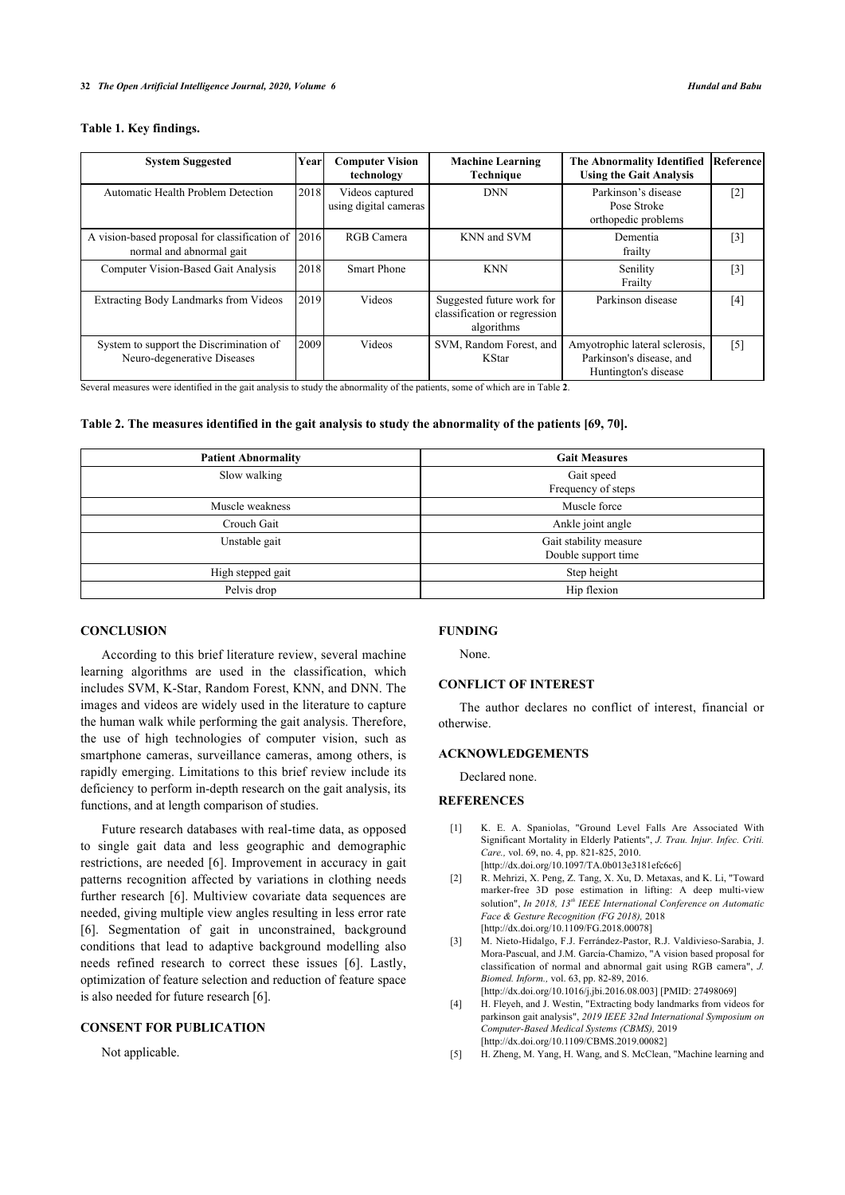**Table 1. Key findings.**

| System Suggested | Year | Computer Vision technology | Machine Learning Technique | The Abnormality Identified Using the Gait Analysis | Reference |
|---|---|---|---|---|---|
| Automatic Health Problem Detection | 2018 | Videos captured using digital cameras | DNN | Parkinson's disease Pose Stroke orthopedic problems | [2] |
| A vision-based proposal for classification of normal and abnormal gait | 2016 | RGB Camera | KNN and SVM | Dementia frailty | [3] |
| Computer Vision-Based Gait Analysis | 2018 | Smart Phone | KNN | Senility Frailty | [3] |
| Extracting Body Landmarks from Videos | 2019 | Videos | Suggested future work for classification or regression algorithms | Parkinson disease | [4] |
| System to support the Discrimination of Neuro-degenerative Diseases | 2009 | Videos | SVM, Random Forest, and KStar | Amyotrophic lateral sclerosis, Parkinson's disease, and Huntington's disease | [5] |

Several measures were identified in the gait analysis to study the abnormality of the patients, some of which are in Table **2**.

**Table 2. The measures identified in the gait analysis to study the abnormality of the patients [69, 70].**

| Patient Abnormality | Gait Measures |
|---|---|
| Slow walking | Gait speed<br>Frequency of steps |
| Muscle weakness | Muscle force |
| Crouch Gait | Ankle joint angle |
| Unstable gait | Gait stability measure<br>Double support time |
| High stepped gait | Step height |
| Pelvis drop | Hip flexion |

## CONCLUSION

According to this brief literature review, several machine learning algorithms are used in the classification, which includes SVM, K-Star, Random Forest, KNN, and DNN. The images and videos are widely used in the literature to capture the human walk while performing the gait analysis. Therefore, the use of high technologies of computer vision, such as smartphone cameras, surveillance cameras, among others, is rapidly emerging. Limitations to this brief review include its deficiency to perform in-depth research on the gait analysis, its functions, and at length comparison of studies.

Future research databases with real-time data, as opposed to single gait data and less geographic and demographic restrictions, are needed [6]. Improvement in accuracy in gait patterns recognition affected by variations in clothing needs further research [6]. Multiview covariate data sequences are needed, giving multiple view angles resulting in less error rate [6]. Segmentation of gait in unconstrained, background conditions that lead to adaptive background modelling also needs refined research to correct these issues [6]. Lastly, optimization of feature selection and reduction of feature space is also needed for future research [6].

## CONSENT FOR PUBLICATION

Not applicable.

## FUNDING

None.

## CONFLICT OF INTEREST

The author declares no conflict of interest, financial or otherwise.

## ACKNOWLEDGEMENTS

Declared none.

## REFERENCES

[1] K. E. A. Spaniolas, "Ground Level Falls Are Associated With Significant Mortality in Elderly Patients", *J. Trau. Injur. Infec. Criti. Care.,* vol. 69, no. 4, pp. 821-825, 2010. [http://dx.doi.org/10.1097/TA.0b013e3181efc6c6]

[2] R. Mehrizi, X. Peng, Z. Tang, X. Xu, D. Metaxas, and K. Li, "Toward marker-free 3D pose estimation in lifting: A deep multi-view solution", *In 2018, 13th IEEE International Conference on Automatic Face & Gesture Recognition (FG 2018),* 2018 [http://dx.doi.org/10.1109/FG.2018.00078]

[3] M. Nieto-Hidalgo, F.J. Ferrández-Pastor, R.J. Valdivieso-Sarabia, J. Mora-Pascual, and J.M. García-Chamizo, "A vision based proposal for classification of normal and abnormal gait using RGB camera", *J. Biomed. Inform.,* vol. 63, pp. 82-89, 2016. [http://dx.doi.org/10.1016/j.jbi.2016.08.003] [PMID: 27498069]

[4] H. Fleyeh, and J. Westin, "Extracting body landmarks from videos for parkinson gait analysis", *2019 IEEE 32nd International Symposium on Computer-Based Medical Systems (CBMS),* 2019 [http://dx.doi.org/10.1109/CBMS.2019.00082]

[5] H. Zheng, M. Yang, H. Wang, and S. McClean, "Machine learning and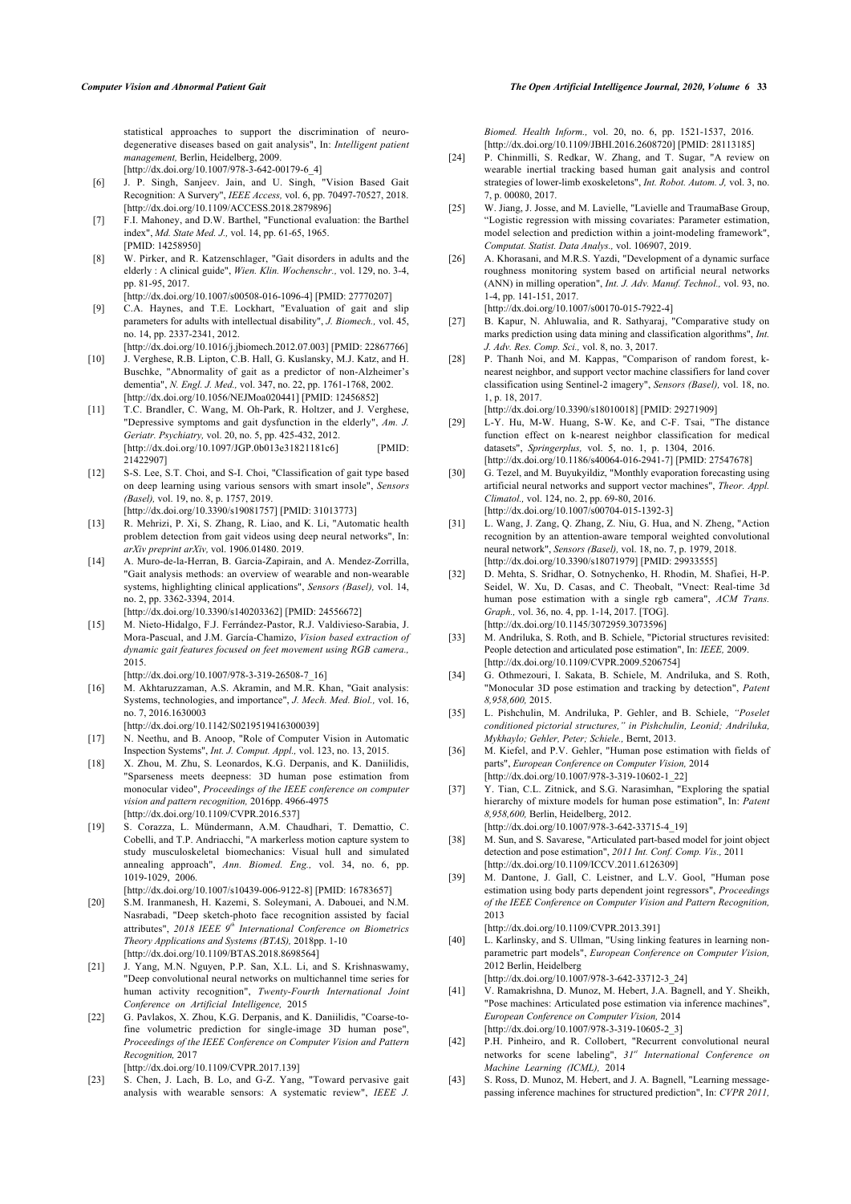statistical approaches to support the discrimination of neuro-degenerative diseases based on gait analysis", In: *Intelligent patient management,* Berlin, Heidelberg, 2009.
[http://dx.doi.org/10.1007/978-3-642-00179-6_4]

[6] J. P. Singh, Sanjeev. Jain, and U. Singh, "Vision Based Gait Recognition: A Survery", *IEEE Access,* vol. 6, pp. 70497-70527, 2018.
[http://dx.doi.org/10.1109/ACCESS.2018.2879896]

[7] F.I. Mahoney, and D.W. Barthel, "Functional evaluation: the Barthel index", *Md. State Med. J.,* vol. 14, pp. 61-65, 1965.
[PMID: 14258950]

[8] W. Pirker, and R. Katzenschlager, "Gait disorders in adults and the elderly : A clinical guide", *Wien. Klin. Wochenschr.,* vol. 129, no. 3-4, pp. 81-95, 2017.
[http://dx.doi.org/10.1007/s00508-016-1096-4] [PMID: 27770207]

[9] C.A. Haynes, and T.E. Lockhart, "Evaluation of gait and slip parameters for adults with intellectual disability", *J. Biomech.,* vol. 45, no. 14, pp. 2337-2341, 2012.
[http://dx.doi.org/10.1016/j.jbiomech.2012.07.003] [PMID: 22867766]

[10] J. Verghese, R.B. Lipton, C.B. Hall, G. Kuslansky, M.J. Katz, and H. Buschke, "Abnormality of gait as a predictor of non-Alzheimer's dementia", *N. Engl. J. Med.,* vol. 347, no. 22, pp. 1761-1768, 2002.
[http://dx.doi.org/10.1056/NEJMoa020441] [PMID: 12456852]

[11] T.C. Brandler, C. Wang, M. Oh-Park, R. Holtzer, and J. Verghese, "Depressive symptoms and gait dysfunction in the elderly", *Am. J. Geriatr. Psychiatry,* vol. 20, no. 5, pp. 425-432, 2012.
[http://dx.doi.org/10.1097/JGP.0b013e31821181c6] [PMID: 21422907]

[12] S-S. Lee, S.T. Choi, and S-I. Choi, "Classification of gait type based on deep learning using various sensors with smart insole", *Sensors (Basel),* vol. 19, no. 8, p. 1757, 2019.
[http://dx.doi.org/10.3390/s19081757] [PMID: 31013773]

[13] R. Mehrizi, P. Xi, S. Zhang, R. Liao, and K. Li, "Automatic health problem detection from gait videos using deep neural networks", In: *arXiv preprint arXiv,* vol. 1906.01480. 2019.

[14] A. Muro-de-la-Herran, B. Garcia-Zapirain, and A. Mendez-Zorrilla, "Gait analysis methods: an overview of wearable and non-wearable systems, highlighting clinical applications", *Sensors (Basel),* vol. 14, no. 2, pp. 3362-3394, 2014.
[http://dx.doi.org/10.3390/s140203362] [PMID: 24556672]

[15] M. Nieto-Hidalgo, F.J. Ferrández-Pastor, R.J. Valdivieso-Sarabia, J. Mora-Pascual, and J.M. García-Chamizo, *Vision based extraction of dynamic gait features focused on feet movement using RGB camera.,* 2015.
[http://dx.doi.org/10.1007/978-3-319-26508-7_16]

[16] M. Akhtaruzzaman, A.S. Akramin, and M.R. Khan, "Gait analysis: Systems, technologies, and importance", *J. Mech. Med. Biol.,* vol. 16, no. 7, 2016.1630003
[http://dx.doi.org/10.1142/S0219519416300039]

[17] N. Neethu, and B. Anoop, "Role of Computer Vision in Automatic Inspection Systems", *Int. J. Comput. Appl.,* vol. 123, no. 13, 2015.

[18] X. Zhou, M. Zhu, S. Leonardos, K.G. Derpanis, and K. Daniilidis, "Sparseness meets deepness: 3D human pose estimation from monocular video", *Proceedings of the IEEE conference on computer vision and pattern recognition,* 2016pp. 4966-4975
[http://dx.doi.org/10.1109/CVPR.2016.537]

[19] S. Corazza, L. Mündermann, A.M. Chaudhari, T. Demattio, C. Cobelli, and T.P. Andriacchi, "A markerless motion capture system to study musculoskeletal biomechanics: Visual hull and simulated annealing approach", *Ann. Biomed. Eng.,* vol. 34, no. 6, pp. 1019-1029, 2006.
[http://dx.doi.org/10.1007/s10439-006-9122-8] [PMID: 16783657]

[20] S.M. Iranmanesh, H. Kazemi, S. Soleymani, A. Dabouei, and N.M. Nasrabadi, "Deep sketch-photo face recognition assisted by facial attributes", *2018 IEEE 9th International Conference on Biometrics Theory Applications and Systems (BTAS),* 2018pp. 1-10
[http://dx.doi.org/10.1109/BTAS.2018.8698564]

[21] J. Yang, M.N. Nguyen, P.P. San, X.L. Li, and S. Krishnaswamy, "Deep convolutional neural networks on multichannel time series for human activity recognition", *Twenty-Fourth International Joint Conference on Artificial Intelligence,* 2015

[22] G. Pavlakos, X. Zhou, K.G. Derpanis, and K. Daniilidis, "Coarse-to-fine volumetric prediction for single-image 3D human pose", *Proceedings of the IEEE Conference on Computer Vision and Pattern Recognition,* 2017
[http://dx.doi.org/10.1109/CVPR.2017.139]

[23] S. Chen, J. Lach, B. Lo, and G-Z. Yang, "Toward pervasive gait analysis with wearable sensors: A systematic review", *IEEE J. Biomed. Health Inform.,* vol. 20, no. 6, pp. 1521-1537, 2016.
[http://dx.doi.org/10.1109/JBHI.2016.2608720] [PMID: 28113185]

[24] P. Chinmilli, S. Redkar, W. Zhang, and T. Sugar, "A review on wearable inertial tracking based human gait analysis and control strategies of lower-limb exoskeletons", *Int. Robot. Autom. J,* vol. 3, no. 7, p. 00080, 2017.

[25] W. Jiang, J. Josse, and M. Lavielle, "Lavielle and TraumaBase Group, "Logistic regression with missing covariates: Parameter estimation, model selection and prediction within a joint-modeling framework", *Computat. Statist. Data Analys.,* vol. 106907, 2019.

[26] A. Khorasani, and M.R.S. Yazdi, "Development of a dynamic surface roughness monitoring system based on artificial neural networks (ANN) in milling operation", *Int. J. Adv. Manuf. Technol.,* vol. 93, no. 1-4, pp. 141-151, 2017.
[http://dx.doi.org/10.1007/s00170-015-7922-4]

[27] B. Kapur, N. Ahluwalia, and R. Sathyaraj, "Comparative study on marks prediction using data mining and classification algorithms", *Int. J. Adv. Res. Comp. Sci.,* vol. 8, no. 3, 2017.

[28] P. Thanh Noi, and M. Kappas, "Comparison of random forest, k-nearest neighbor, and support vector machine classifiers for land cover classification using Sentinel-2 imagery", *Sensors (Basel),* vol. 18, no. 1, p. 18, 2017.
[http://dx.doi.org/10.3390/s18010018] [PMID: 29271909]

[29] L-Y. Hu, M-W. Huang, S-W. Ke, and C-F. Tsai, "The distance function effect on k-nearest neighbor classification for medical datasets", *Springerplus,* vol. 5, no. 1, p. 1304, 2016.
[http://dx.doi.org/10.1186/s40064-016-2941-7] [PMID: 27547678]

[30] G. Tezel, and M. Buyukyildiz, "Monthly evaporation forecasting using artificial neural networks and support vector machines", *Theor. Appl. Climatol.,* vol. 124, no. 2, pp. 69-80, 2016.
[http://dx.doi.org/10.1007/s00704-015-1392-3]

[31] L. Wang, J. Zang, Q. Zhang, Z. Niu, G. Hua, and N. Zheng, "Action recognition by an attention-aware temporal weighted convolutional neural network", *Sensors (Basel),* vol. 18, no. 7, p. 1979, 2018.
[http://dx.doi.org/10.3390/s18071979] [PMID: 29933555]

[32] D. Mehta, S. Sridhar, O. Sotnychenko, H. Rhodin, M. Shafiei, H-P. Seidel, W. Xu, D. Casas, and C. Theobalt, "Vnect: Real-time 3d human pose estimation with a single rgb camera", *ACM Trans. Graph.,* vol. 36, no. 4, pp. 1-14, 2017. [TOG].
[http://dx.doi.org/10.1145/3072959.3073596]

[33] M. Andriluka, S. Roth, and B. Schiele, "Pictorial structures revisited: People detection and articulated pose estimation", In: *IEEE,* 2009.
[http://dx.doi.org/10.1109/CVPR.2009.5206754]

[34] G. Othmezouri, I. Sakata, B. Schiele, M. Andriluka, and S. Roth, "Monocular 3D pose estimation and tracking by detection", *Patent 8,958,600,* 2015.

[35] L. Pishchulin, M. Andriluka, P. Gehler, and B. Schiele, *"Poselet conditioned pictorial structures," in Pishchulin, Leonid; Andriluka, Mykhaylo; Gehler, Peter; Schiele.,* Bernt, 2013.

[36] M. Kiefel, and P.V. Gehler, "Human pose estimation with fields of parts", *European Conference on Computer Vision,* 2014
[http://dx.doi.org/10.1007/978-3-319-10602-1_22]

[37] Y. Tian, C.L. Zitnick, and S.G. Narasimhan, "Exploring the spatial hierarchy of mixture models for human pose estimation", In: *Patent 8,958,600,* Berlin, Heidelberg, 2012.
[http://dx.doi.org/10.1007/978-3-642-33715-4_19]

[38] M. Sun, and S. Savarese, "Articulated part-based model for joint object detection and pose estimation", *2011 Int. Conf. Comp. Vis.,* 2011
[http://dx.doi.org/10.1109/ICCV.2011.6126309]

[39] M. Dantone, J. Gall, C. Leistner, and L.V. Gool, "Human pose estimation using body parts dependent joint regressors", *Proceedings of the IEEE Conference on Computer Vision and Pattern Recognition,* 2013
[http://dx.doi.org/10.1109/CVPR.2013.391]

[40] L. Karlinsky, and S. Ullman, "Using linking features in learning non-parametric part models", *European Conference on Computer Vision,* 2012 Berlin, Heidelberg
[http://dx.doi.org/10.1007/978-3-642-33712-3_24]

[41] V. Ramakrishna, D. Munoz, M. Hebert, J.A. Bagnell, and Y. Sheikh, "Pose machines: Articulated pose estimation via inference machines", *European Conference on Computer Vision,* 2014
[http://dx.doi.org/10.1007/978-3-319-10605-2_3]

[42] P.H. Pinheiro, and R. Collobert, "Recurrent convolutional neural networks for scene labeling", *31st International Conference on Machine Learning (ICML),* 2014

[43] S. Ross, D. Munoz, M. Hebert, and J. A. Bagnell, "Learning message-passing inference machines for structured prediction", In: *CVPR 2011,*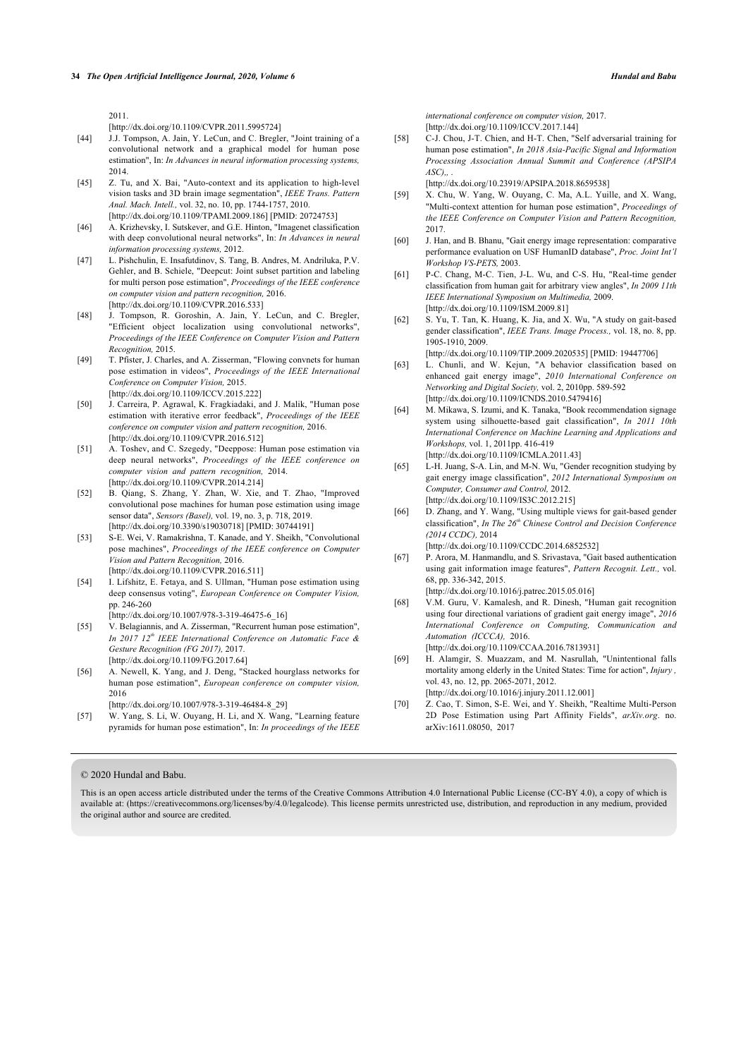2011.
[http://dx.doi.org/10.1109/CVPR.2011.5995724]

[44] J.J. Tompson, A. Jain, Y. LeCun, and C. Bregler, "Joint training of a convolutional network and a graphical model for human pose estimation", In: *In Advances in neural information processing systems,* 2014.

[45] Z. Tu, and X. Bai, "Auto-context and its application to high-level vision tasks and 3D brain image segmentation", *IEEE Trans. Pattern Anal. Mach. Intell.,* vol. 32, no. 10, pp. 1744-1757, 2010.
[http://dx.doi.org/10.1109/TPAMI.2009.186] [PMID: 20724753]

[46] A. Krizhevsky, I. Sutskever, and G.E. Hinton, "Imagenet classification with deep convolutional neural networks", In: *In Advances in neural information processing systems,* 2012.

[47] L. Pishchulin, E. Insafutdinov, S. Tang, B. Andres, M. Andriluka, P.V. Gehler, and B. Schiele, "Deepcut: Joint subset partition and labeling for multi person pose estimation", *Proceedings of the IEEE conference on computer vision and pattern recognition,* 2016.
[http://dx.doi.org/10.1109/CVPR.2016.533]

[48] J. Tompson, R. Goroshin, A. Jain, Y. LeCun, and C. Bregler, "Efficient object localization using convolutional networks", *Proceedings of the IEEE Conference on Computer Vision and Pattern Recognition,* 2015.

[49] T. Pfister, J. Charles, and A. Zisserman, "Flowing convnets for human pose estimation in videos", *Proceedings of the IEEE International Conference on Computer Vision,* 2015.
[http://dx.doi.org/10.1109/ICCV.2015.222]

[50] J. Carreira, P. Agrawal, K. Fragkiadaki, and J. Malik, "Human pose estimation with iterative error feedback", *Proceedings of the IEEE conference on computer vision and pattern recognition,* 2016.
[http://dx.doi.org/10.1109/CVPR.2016.512]

[51] A. Toshev, and C. Szegedy, "Deeppose: Human pose estimation via deep neural networks", *Proceedings of the IEEE conference on computer vision and pattern recognition,* 2014.
[http://dx.doi.org/10.1109/CVPR.2014.214]

[52] B. Qiang, S. Zhang, Y. Zhan, W. Xie, and T. Zhao, "Improved convolutional pose machines for human pose estimation using image sensor data", *Sensors (Basel),* vol. 19, no. 3, p. 718, 2019.
[http://dx.doi.org/10.3390/s19030718] [PMID: 30744191]

[53] S-E. Wei, V. Ramakrishna, T. Kanade, and Y. Sheikh, "Convolutional pose machines", *Proceedings of the IEEE conference on Computer Vision and Pattern Recognition,* 2016.
[http://dx.doi.org/10.1109/CVPR.2016.511]

[54] I. Lifshitz, E. Fetaya, and S. Ullman, "Human pose estimation using deep consensus voting", *European Conference on Computer Vision,* pp. 246-260
[http://dx.doi.org/10.1007/978-3-319-46475-6_16]

[55] V. Belagiannis, and A. Zisserman, "Recurrent human pose estimation", *In 2017 12th IEEE International Conference on Automatic Face & Gesture Recognition (FG 2017),* 2017.
[http://dx.doi.org/10.1109/FG.2017.64]

[56] A. Newell, K. Yang, and J. Deng, "Stacked hourglass networks for human pose estimation", *European conference on computer vision,* 2016
[http://dx.doi.org/10.1007/978-3-319-46484-8_29]

[57] W. Yang, S. Li, W. Ouyang, H. Li, and X. Wang, "Learning feature pyramids for human pose estimation", In: *In proceedings of the IEEE international conference on computer vision,* 2017.
[http://dx.doi.org/10.1109/ICCV.2017.144]

[58] C-J. Chou, J-T. Chien, and H-T. Chen, "Self adversarial training for human pose estimation", *In 2018 Asia-Pacific Signal and Information Processing Association Annual Summit and Conference (APSIPA ASC),*, .
[http://dx.doi.org/10.23919/APSIPA.2018.8659538]

[59] X. Chu, W. Yang, W. Ouyang, C. Ma, A.L. Yuille, and X. Wang, "Multi-context attention for human pose estimation", *Proceedings of the IEEE Conference on Computer Vision and Pattern Recognition,* 2017.

[60] J. Han, and B. Bhanu, "Gait energy image representation: comparative performance evaluation on USF HumanID database", *Proc. Joint Int'l Workshop VS-PETS,* 2003.

[61] P-C. Chang, M-C. Tien, J-L. Wu, and C-S. Hu, "Real-time gender classification from human gait for arbitrary view angles", *In 2009 11th IEEE International Symposium on Multimedia,* 2009.
[http://dx.doi.org/10.1109/ISM.2009.81]

[62] S. Yu, T. Tan, K. Huang, K. Jia, and X. Wu, "A study on gait-based gender classification", *IEEE Trans. Image Process.,* vol. 18, no. 8, pp. 1905-1910, 2009.
[http://dx.doi.org/10.1109/TIP.2009.2020535] [PMID: 19447706]

[63] L. Chunli, and W. Kejun, "A behavior classification based on enhanced gait energy image", *2010 International Conference on Networking and Digital Society,* vol. 2, 2010pp. 589-592
[http://dx.doi.org/10.1109/ICNDS.2010.5479416]

[64] M. Mikawa, S. Izumi, and K. Tanaka, "Book recommendation signage system using silhouette-based gait classification", *In 2011 10th International Conference on Machine Learning and Applications and Workshops,* vol. 1, 2011pp. 416-419
[http://dx.doi.org/10.1109/ICMLA.2011.43]

[65] L-H. Juang, S-A. Lin, and M-N. Wu, "Gender recognition studying by gait energy image classification", *2012 International Symposium on Computer, Consumer and Control,* 2012.
[http://dx.doi.org/10.1109/IS3C.2012.215]

[66] D. Zhang, and Y. Wang, "Using multiple views for gait-based gender classification", *In The 26th Chinese Control and Decision Conference (2014 CCDC),* 2014
[http://dx.doi.org/10.1109/CCDC.2014.6852532]

[67] P. Arora, M. Hanmandlu, and S. Srivastava, "Gait based authentication using gait information image features", *Pattern Recognit. Lett.,* vol. 68, pp. 336-342, 2015.
[http://dx.doi.org/10.1016/j.patrec.2015.05.016]

[68] V.M. Guru, V. Kamalesh, and R. Dinesh, "Human gait recognition using four directional variations of gradient gait energy image", *2016 International Conference on Computing, Communication and Automation (ICCCA),* 2016.
[http://dx.doi.org/10.1109/CCAA.2016.7813931]

[69] H. Alamgir, S. Muazzam, and M. Nasrullah, "Unintentional falls mortality among elderly in the United States: Time for action", *Injury ,* vol. 43, no. 12, pp. 2065-2071, 2012.
[http://dx.doi.org/10.1016/j.injury.2011.12.001]

[70] Z. Cao, T. Simon, S-E. Wei, and Y. Sheikh, "Realtime Multi-Person 2D Pose Estimation using Part Affinity Fields", *arXiv.org*. no. arXiv:1611.08050, 2017

© 2020 Hundal and Babu.

This is an open access article distributed under the terms of the Creative Commons Attribution 4.0 International Public License (CC-BY 4.0), a copy of which is available at: (https://creativecommons.org/licenses/by/4.0/legalcode). This license permits unrestricted use, distribution, and reproduction in any medium, provided the original author and source are credited.